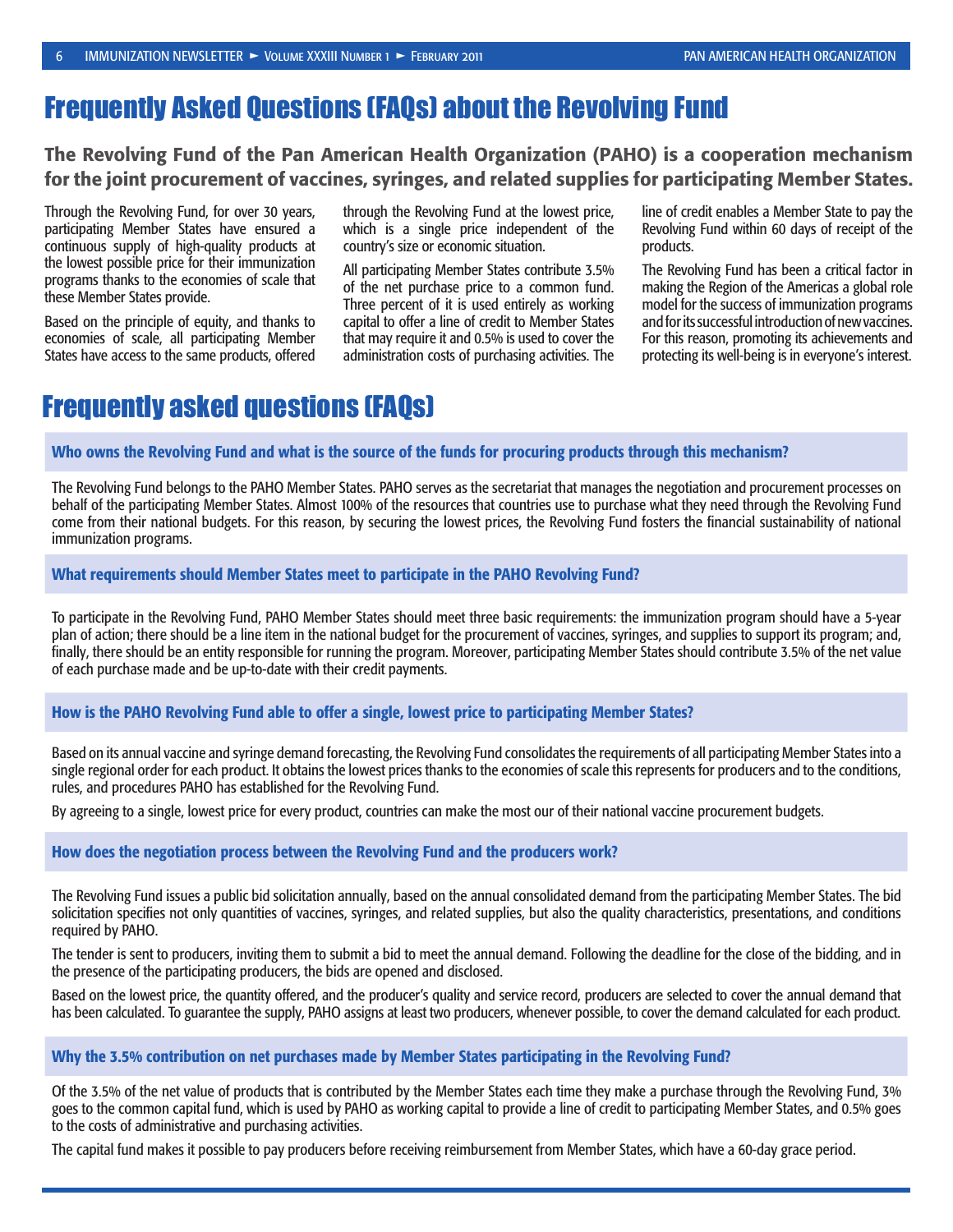# Frequently Asked Questions (FAQs) about the Revolving Fund

**The Revolving Fund of the Pan American Health Organization (PAHO) is a cooperation mechanism for the joint procurement of vaccines, syringes, and related supplies for participating Member States.**

Through the Revolving Fund, for over 30 years, participating Member States have ensured a continuous supply of high-quality products at the lowest possible price for their immunization programs thanks to the economies of scale that these Member States provide.

Based on the principle of equity, and thanks to economies of scale, all participating Member States have access to the same products, offered through the Revolving Fund at the lowest price, which is a single price independent of the country's size or economic situation.

All participating Member States contribute 3.5% of the net purchase price to a common fund. Three percent of it is used entirely as working capital to offer a line of credit to Member States that may require it and 0.5% is used to cover the administration costs of purchasing activities. The line of credit enables a Member State to pay the Revolving Fund within 60 days of receipt of the products.

The Revolving Fund has been a critical factor in making the Region of the Americas a global role model for the success of immunization programs and for its successful introduction of new vaccines. For this reason, promoting its achievements and protecting its well-being is in everyone's interest.

## Frequently asked questions (FAQs)

### Who owns the Revolving Fund and what is the source of the funds for procuring products through this mechanism?

The Revolving Fund belongs to the PAHO Member States. PAHO serves as the secretariat that manages the negotiation and procurement processes on behalf of the participating Member States. Almost 100% of the resources that countries use to purchase what they need through the Revolving Fund come from their national budgets. For this reason, by securing the lowest prices, the Revolving Fund fosters the financial sustainability of national immunization programs.

### What requirements should Member States meet to participate in the PAHO Revolving Fund?

To participate in the Revolving Fund, PAHO Member States should meet three basic requirements: the immunization program should have a 5-year plan of action; there should be a line item in the national budget for the procurement of vaccines, syringes, and supplies to support its program; and, finally, there should be an entity responsible for running the program. Moreover, participating Member States should contribute 3.5% of the net value of each purchase made and be up-to-date with their credit payments.

### How is the PAHO Revolving Fund able to offer a single, lowest price to participating Member States?

Based on its annual vaccine and syringe demand forecasting, the Revolving Fund consolidates the requirements of all participating Member States into a single regional order for each product. It obtains the lowest prices thanks to the economies of scale this represents for producers and to the conditions, rules, and procedures PAHO has established for the Revolving Fund.

By agreeing to a single, lowest price for every product, countries can make the most our of their national vaccine procurement budgets.

### How does the negotiation process between the Revolving Fund and the producers work?

The Revolving Fund issues a public bid solicitation annually, based on the annual consolidated demand from the participating Member States. The bid solicitation specifies not only quantities of vaccines, syringes, and related supplies, but also the quality characteristics, presentations, and conditions required by PAHO.

The tender is sent to producers, inviting them to submit a bid to meet the annual demand. Following the deadline for the close of the bidding, and in the presence of the participating producers, the bids are opened and disclosed.

Based on the lowest price, the quantity offered, and the producer's quality and service record, producers are selected to cover the annual demand that has been calculated. To guarantee the supply, PAHO assigns at least two producers, whenever possible, to cover the demand calculated for each product.

### Why the 3.5% contribution on net purchases made by Member States participating in the Revolving Fund?

Of the 3.5% of the net value of products that is contributed by the Member States each time they make a purchase through the Revolving Fund, 3% goes to the common capital fund, which is used by PAHO as working capital to provide a line of credit to participating Member States, and 0.5% goes to the costs of administrative and purchasing activities.

The capital fund makes it possible to pay producers before receiving reimbursement from Member States, which have a 60-day grace period.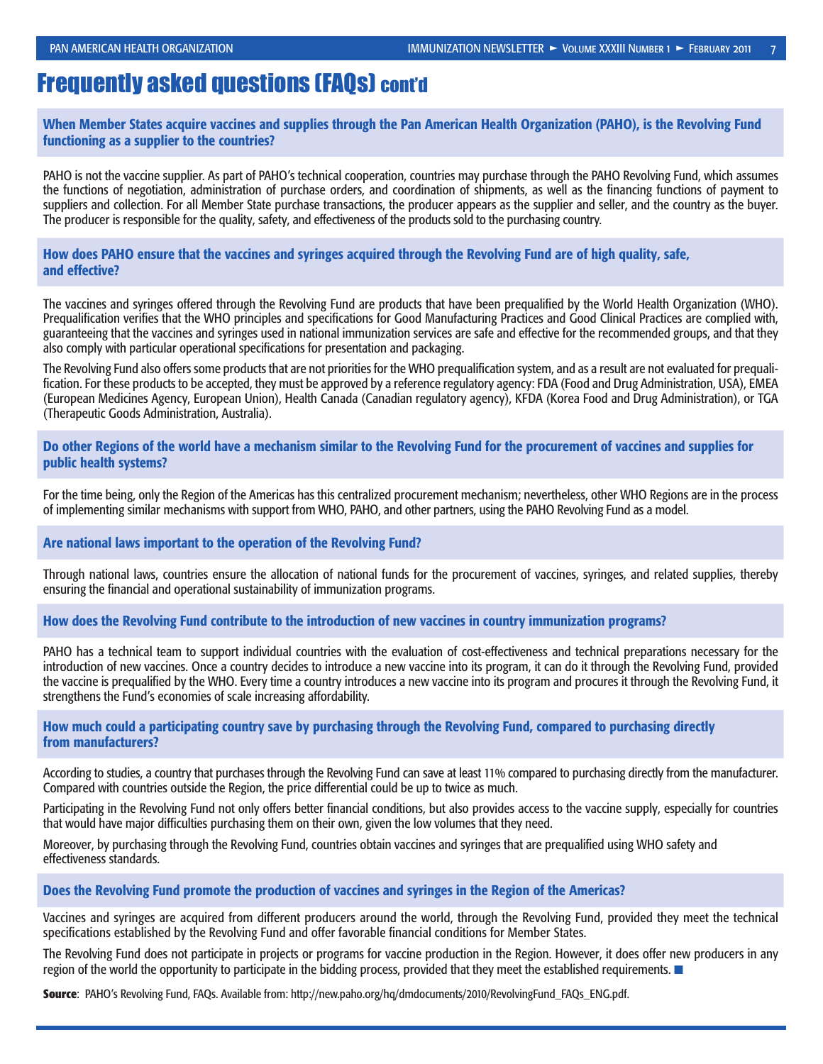# Frequently asked questions (FAQs) cont'd

**When Member States acquire vaccines and supplies through the Pan American Health Organization (PAHO), is the Revolving Fund functioning as a supplier to the countries?**

PAHO is not the vaccine supplier. As part of PAHO's technical cooperation, countries may purchase through the PAHO Revolving Fund, which assumes the functions of negotiation, administration of purchase orders, and coordination of shipments, as well as the financing functions of payment to suppliers and collection. For all Member State purchase transactions, the producer appears as the supplier and seller, and the country as the buyer. The producer is responsible for the quality, safety, and effectiveness of the products sold to the purchasing country.

**How does PAHO ensure that the vaccines and syringes acquired through the Revolving Fund are of high quality, safe, and effective?**

The vaccines and syringes offered through the Revolving Fund are products that have been prequalified by the World Health Organization (WHO). Prequalification verifies that the WHO principles and specifications for Good Manufacturing Practices and Good Clinical Practices are complied with, guaranteeing that the vaccines and syringes used in national immunization services are safe and effective for the recommended groups, and that they also comply with particular operational specifications for presentation and packaging.

The Revolving Fund also offers some products that are not priorities for the WHO prequalification system, and as a result are not evaluated for prequalification. For these products to be accepted, they must be approved by a reference regulatory agency: FDA (Food and Drug Administration, USA), EMEA (European Medicines Agency, European Union), Health Canada (Canadian regulatory agency), KFDA (Korea Food and Drug Administration), or TGA (Therapeutic Goods Administration, Australia).

**Do other Regions of the world have a mechanism similar to the Revolving Fund for the procurement of vaccines and supplies for public health systems?**

For the time being, only the Region of the Americas has this centralized procurement mechanism; nevertheless, other WHO Regions are in the process of implementing similar mechanisms with support from WHO, PAHO, and other partners, using the PAHO Revolving Fund as a model.

**Are national laws important to the operation of the Revolving Fund?**

Through national laws, countries ensure the allocation of national funds for the procurement of vaccines, syringes, and related supplies, thereby ensuring the financial and operational sustainability of immunization programs.

**How does the Revolving Fund contribute to the introduction of new vaccines in country immunization programs?**

PAHO has a technical team to support individual countries with the evaluation of cost-effectiveness and technical preparations necessary for the introduction of new vaccines. Once a country decides to introduce a new vaccine into its program, it can do it through the Revolving Fund, provided the vaccine is prequalified by the WHO. Every time a country introduces a new vaccine into its program and procures it through the Revolving Fund, it strengthens the Fund's economies of scale increasing affordability.

**How much could a participating country save by purchasing through the Revolving Fund, compared to purchasing directly from manufacturers?**

According to studies, a country that purchases through the Revolving Fund can save at least 11% compared to purchasing directly from the manufacturer. Compared with countries outside the Region, the price differential could be up to twice as much.

Participating in the Revolving Fund not only offers better financial conditions, but also provides access to the vaccine supply, especially for countries that would have major difficulties purchasing them on their own, given the low volumes that they need.

Moreover, by purchasing through the Revolving Fund, countries obtain vaccines and syringes that are prequalified using WHO safety and effectiveness standards.

**Does the Revolving Fund promote the production of vaccines and syringes in the Region of the Americas?**

Vaccines and syringes are acquired from different producers around the world, through the Revolving Fund, provided they meet the technical specifications established by the Revolving Fund and offer favorable financial conditions for Member States.

The Revolving Fund does not participate in projects or programs for vaccine production in the Region. However, it does offer new producers in any region of the world the opportunity to participate in the bidding process, provided that they meet the established requirements. ■

**Source**: PAHO's Revolving Fund, FAQs. Available from: http://new.paho.org/hq/dmdocuments/2010/RevolvingFund_FAQs_ENG.pdf.